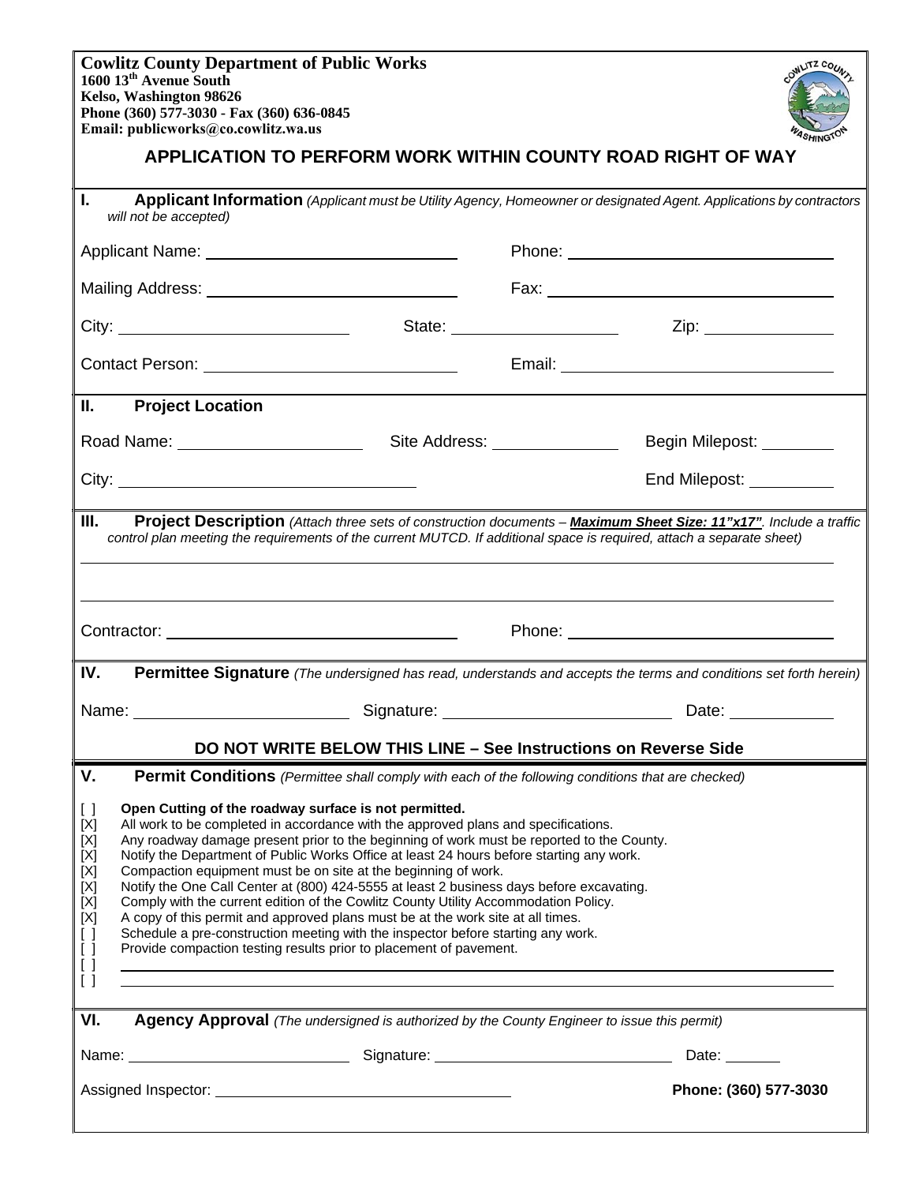**Cowlitz County Department of Public Works**
**1600 13th Avenue South**
**Kelso, Washington 98626**
**Phone (360) 577-3030 - Fax (360) 636-0845**
**Email: publicworks@co.cowlitz.wa.us**

# APPLICATION TO PERFORM WORK WITHIN COUNTY ROAD RIGHT OF WAY

## I. Applicant Information *(Applicant must be Utility Agency, Homeowner or designated Agent. Applications by contractors will not be accepted)*

Applicant Name: ____________________ Phone: ____________________

Mailing Address: ____________________ Fax: ____________________

City: ____________________ State: ____________________ Zip: ____________________

Contact Person: ____________________ Email: ____________________

## II. Project Location

Road Name: ____________________ Site Address: ____________________ Begin Milepost: __________

City: ____________________ End Milepost: __________

## III. Project Description *(Attach three sets of construction documents – **Maximum Sheet Size: 11"x17"**. Include a traffic control plan meeting the requirements of the current MUTCD. If additional space is required, attach a separate sheet)*

____________________________________________________________

____________________________________________________________

Contractor: ____________________ Phone: ____________________

## IV. Permittee Signature *(The undersigned has read, understands and accepts the terms and conditions set forth herein)*

Name: ____________________ Signature: ____________________ Date: __________

**DO NOT WRITE BELOW THIS LINE – See Instructions on Reverse Side**

## V. Permit Conditions *(Permittee shall comply with each of the following conditions that are checked)*

[ ] **Open Cutting of the roadway surface is not permitted.**
[X] All work to be completed in accordance with the approved plans and specifications.
[X] Any roadway damage present prior to the beginning of work must be reported to the County.
[X] Notify the Department of Public Works Office at least 24 hours before starting any work.
[X] Compaction equipment must be on site at the beginning of work.
[X] Notify the One Call Center at (800) 424-5555 at least 2 business days before excavating.
[X] Comply with the current edition of the Cowlitz County Utility Accommodation Policy.
[X] A copy of this permit and approved plans must be at the work site at all times.
[ ] Schedule a pre-construction meeting with the inspector before starting any work.
[ ] Provide compaction testing results prior to placement of pavement.
[ ] ____________________________________________________________
[ ] ____________________________________________________________

## VI. Agency Approval *(The undersigned is authorized by the County Engineer to issue this permit)*

Name: ____________________ Signature: ____________________ Date: __________

Assigned Inspector: ____________________ **Phone: (360) 577-3030**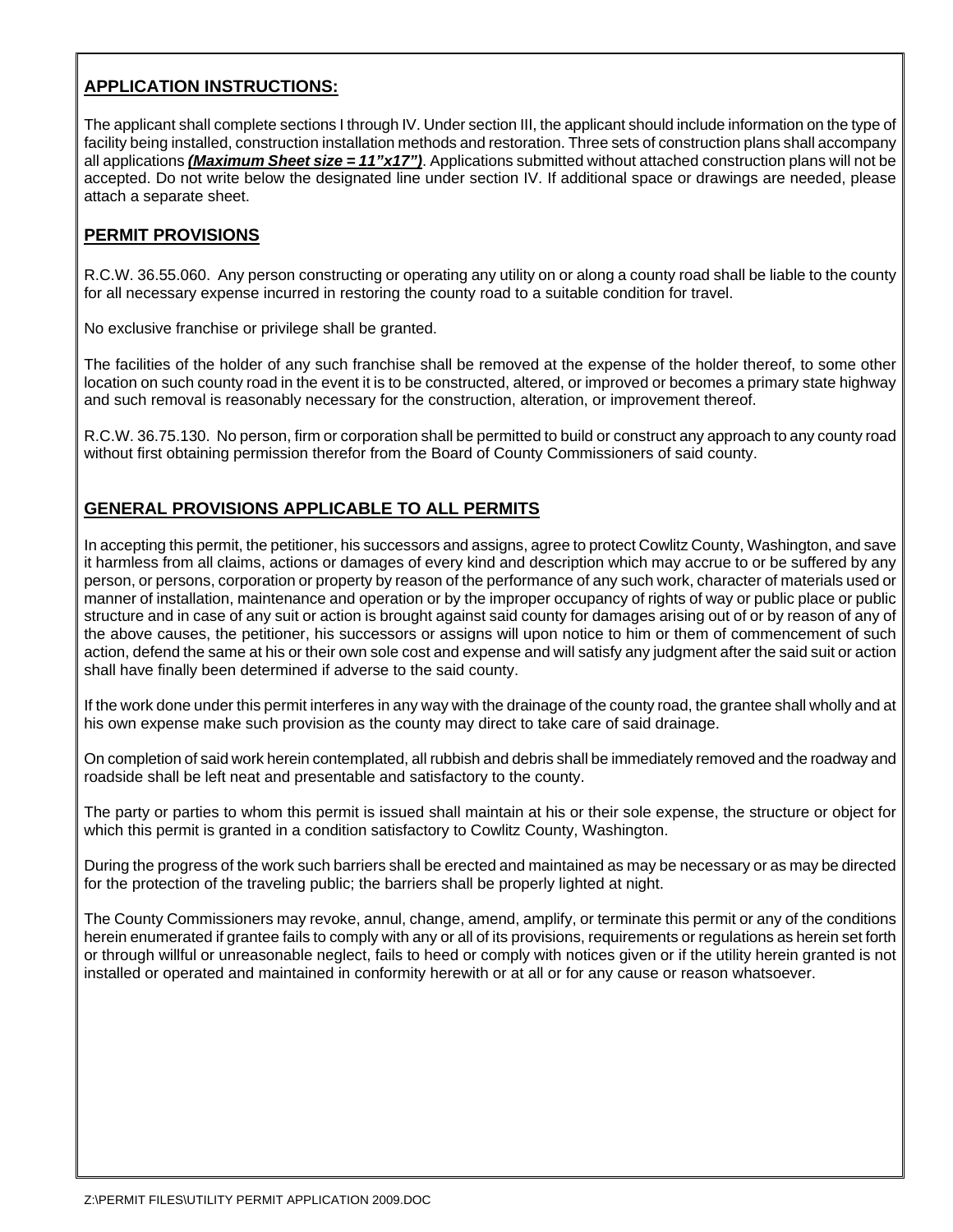## APPLICATION INSTRUCTIONS:

The applicant shall complete sections I through IV. Under section III, the applicant should include information on the type of facility being installed, construction installation methods and restoration. Three sets of construction plans shall accompany all applications ***(Maximum Sheet size = 11"x17")***. Applications submitted without attached construction plans will not be accepted. Do not write below the designated line under section IV. If additional space or drawings are needed, please attach a separate sheet.

## PERMIT PROVISIONS

R.C.W. 36.55.060. Any person constructing or operating any utility on or along a county road shall be liable to the county for all necessary expense incurred in restoring the county road to a suitable condition for travel.

No exclusive franchise or privilege shall be granted.

The facilities of the holder of any such franchise shall be removed at the expense of the holder thereof, to some other location on such county road in the event it is to be constructed, altered, or improved or becomes a primary state highway and such removal is reasonably necessary for the construction, alteration, or improvement thereof.

R.C.W. 36.75.130. No person, firm or corporation shall be permitted to build or construct any approach to any county road without first obtaining permission therefor from the Board of County Commissioners of said county.

## GENERAL PROVISIONS APPLICABLE TO ALL PERMITS

In accepting this permit, the petitioner, his successors and assigns, agree to protect Cowlitz County, Washington, and save it harmless from all claims, actions or damages of every kind and description which may accrue to or be suffered by any person, or persons, corporation or property by reason of the performance of any such work, character of materials used or manner of installation, maintenance and operation or by the improper occupancy of rights of way or public place or public structure and in case of any suit or action is brought against said county for damages arising out of or by reason of any of the above causes, the petitioner, his successors or assigns will upon notice to him or them of commencement of such action, defend the same at his or their own sole cost and expense and will satisfy any judgment after the said suit or action shall have finally been determined if adverse to the said county.

If the work done under this permit interferes in any way with the drainage of the county road, the grantee shall wholly and at his own expense make such provision as the county may direct to take care of said drainage.

On completion of said work herein contemplated, all rubbish and debris shall be immediately removed and the roadway and roadside shall be left neat and presentable and satisfactory to the county.

The party or parties to whom this permit is issued shall maintain at his or their sole expense, the structure or object for which this permit is granted in a condition satisfactory to Cowlitz County, Washington.

During the progress of the work such barriers shall be erected and maintained as may be necessary or as may be directed for the protection of the traveling public; the barriers shall be properly lighted at night.

The County Commissioners may revoke, annul, change, amend, amplify, or terminate this permit or any of the conditions herein enumerated if grantee fails to comply with any or all of its provisions, requirements or regulations as herein set forth or through willful or unreasonable neglect, fails to heed or comply with notices given or if the utility herein granted is not installed or operated and maintained in conformity herewith or at all or for any cause or reason whatsoever.